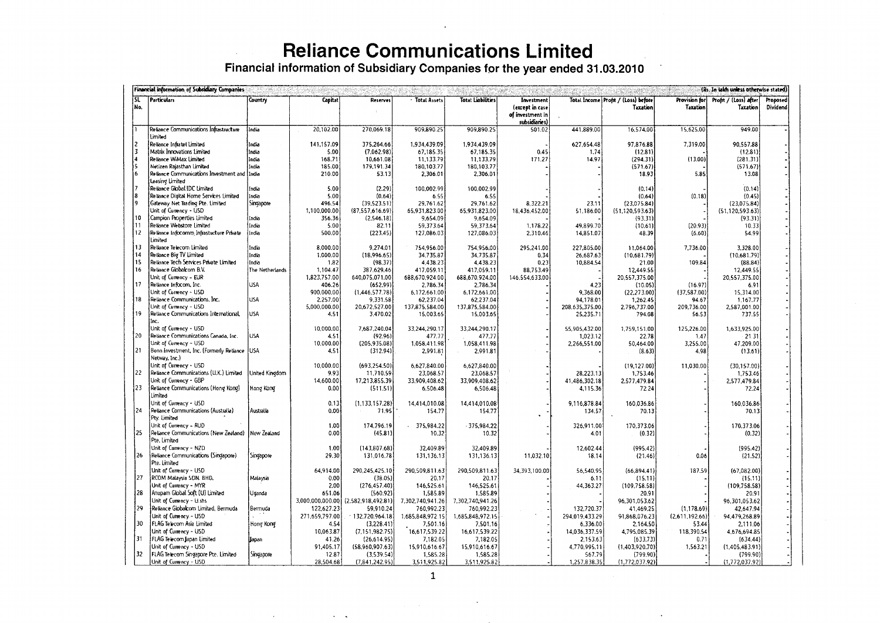# Reliance Communications Limited

## Financial information of Subsidiary Companies for the year ended 31.03.2010

**Financial information of Subsidiary Companies** (Rs. in lakh unless otherwise stated)

| SL No. | Particulars | Country | Capital | Reserves | Total Assets | Total Liabilities | Investment (except in case of investment in subsidiaries) | Total Income | Profit / (Loss) before Taxation | Provision for Taxation | Profit / (Loss) after Taxation | Proposed Dividend |
|---|---|---|---|---|---|---|---|---|---|---|---|---|
| 1 | Reliance Communications Infrastructure Limited | India | 20,102.00 | 270,069.18 | 909,890.25 | 909,890.25 | 501.02 | 441,889.00 | 16,574.00 | 15,625.00 | 949.00 | - |
| 2 | Reliance Infratel Limited | India | 141,157.09 | 375,264.66 | 1,934,439.09 | 1,934,439.09 | - | 627,654.48 | 97,876.88 | 7,319.00 | 90,557.88 | - |
| 3 | Matrix Innovations Limited | India | 5.00 | (7,062.98) | 67,185.35 | 67,185.35 | 0.45 | 1.74 | (12.81) | - | (12.81) | - |
| 4 | Reliance WiMax Limited | India | 168.71 | 10,661.08 | 11,133.79 | 11,133.79 | 171.27 | 14.97 | (294.31) | (13.00) | (281.31) | - |
| 5 | Netizen Rajasthan Limited | India | 185.00 | 179,191.34 | 180,103.77 | 180,103.77 | - | - | (571.67) | - | (571.67) | - |
| 6 | Reliance Communications Investment and Leasing Limited | India | 210.00 | 53.13 | 2,306.01 | 2,306.01 | - | - | 18.93 | 5.85 | 13.08 | - |
| 7 | Reliance Global IDC Limited | India | 5.00 | (2.29) | 100,002.99 | 100,002.99 | - | - | (0.14) | - | (0.14) | - |
| 8 | Reliance Digital Home Services Limited | India | 5.00 | (0.64) | 6.55 | 6.55 | - | - | (0.64) | (0.18) | (0.45) | - |
| 9 | Gateway Net Trading Pte. Limited | Singapore | 496.54 | (39,523.51) | 29,761.62 | 29,761.62 | 8,322.21 | 23.11 | (23,075.84) | - | (23,075.84) | - |
| | Unit of Currency - USD | | 1,100,000.00 | (87,557,616.69) | 65,931,823.00 | 65,931,823.00 | 18,436,452.00 | 51,186.00 | (51,120,593.63) | - | (51,120,593.63) | - |
| 10 | Campion Properties Limited | India | 356.36 | (2,546.18) | 9,654.09 | 9,654.09 | - | - | (93.31) | - | (93.31) | - |
| 11 | Reliance Webstore Limited | India | 5.00 | 82.11 | 59,373.64 | 59,373.64 | 1,178.22 | 49,899.70 | (10.61) | (20.93) | 10.33 | - |
| 12 | Reliance Infocomm Infrastructure Private Limited | India | 500.00 | (223.45) | 127,086.03 | 127,086.03 | 2,310.46 | 14,851.07 | 48.39 | (6.60) | 54.99 | - |
| 13 | Reliance Telecom Limited | India | 8,000.00 | 9,274.01 | 754,956.00 | 754,956.00 | 295,241.00 | 227,805.00 | 11,064.00 | 7,736.00 | 3,328.00 | - |
| 14 | Reliance Big TV Limited | India | 1,000.00 | (18,996.65) | 34,735.87 | 34,735.87 | 0.34 | 26,687.63 | (10,681.79) | - | (10,681.79) | - |
| 15 | Reliance Tech Services Private Limited | India | 1.82 | (98.37) | 4,438.23 | 4,438.23 | 0.23 | 10,884.54 | 21.00 | 109.84 | (88.84) | - |
| 16 | Reliance Globalcom B.V. | The Netherlands | 1,104.47 | 387,629.46 | 417,059.11 | 417,059.11 | 88,753.49 | - | 12,449.55 | - | 12,449.55 | - |
| | Unit of Currency - EUR | | 1,823,757.00 | 640,075,071.00 | 688,670,924.00 | 688,670,924.00 | 146,554,633.00 | - | 20,557,375.00 | - | 20,557,375.00 | - |
| 17 | Reliance Infocom, Inc. | USA | 406.26 | (652.99) | 2,786.34 | 2,786.34 | - | 4.23 | (10.05) | (16.97) | 6.91 | - |
| | Unit of Currency - USD | | 900,000.00 | (1,446,577.78) | 6,172,661.00 | 6,172,661.00 | - | 9,368.00 | (22,273.00) | (37,587.00) | 15,314.00 | - |
| 18 | Reliance Communications, Inc. | USA | 2,257.00 | 9,331.58 | 62,237.04 | 62,237.04 | - | 94,178.01 | 1,262.45 | 94.67 | 1,167.77 | - |
| | Unit of Currency - USD | | 5,000,000.00 | 20,672,527.00 | 137,875,584.00 | 137,875,584.00 | - | 208,635,375.00 | 2,796,737.00 | 209,736.00 | 2,587,001.00 | - |
| 19 | Reliance Communications International, Inc. | USA | 4.51 | 3,470.02 | 15,003.65 | 15,003.65 | - | 25,235.71 | 794.08 | 56.53 | 737.55 | - |
| | Unit of Currency - USD | | 10,000.00 | 7,687,240.04 | 33,244,290.17 | 33,244,290.17 | - | 55,905,432.00 | 1,759,151.00 | 125,226.00 | 1,633,925.00 | - |
| 20 | Reliance Communications Canada, Inc. | USA | 4.51 | (92.96) | 477.77 | 477.77 | - | 1,023.12 | 22.78 | 1.47 | 21.31 | - |
| | Unit of Currency - USD | | 10,000.00 | (205,935.08) | 1,058,411.98 | 1,058,411.98 | - | 2,266,551.00 | 50,464.00 | 3,255.00 | 47,209.00 | - |
| 21 | Bonn Investment, Inc. (Formerly Reliance Netway, Inc.) | USA | 4.51 | (312.94) | 2,991.81 | 2,991.81 | - | - | (8.63) | 4.98 | (13.61) | - |
| | Unit of Currency - USD | | 10,000.00 | (693,254.50) | 6,627,840.00 | 6,627,840.00 | - | - | (19,127.00) | 11,030.00 | (30,157.00) | - |
| 22 | Reliance Communications (U.K.) Limited | United Kingdom | 9.93 | 11,710.59 | 23,068.57 | 23,068.57 | - | 28,223.13 | 1,753.46 | - | 1,753.46 | - |
| | Unit of Currency - GBP | | 14,600.00 | 17,213,855.39 | 33,909,408.62 | 33,909,408.62 | - | 41,486,302.18 | 2,577,479.84 | - | 2,577,479.84 | - |
| 23 | Reliance Communications (Hong Kong) Limited | Hong Kong | 0.00 | (511.51) | 6,506.48 | 6,506.48 | - | 4,115.36 | 72.24 | - | 72.24 | - |
| | Unit of Currency - USD | | 0.13 | (1,133,157.28) | 14,414,010.08 | 14,414,010.08 | - | 9,116,878.84 | 160,036.86 | - | 160,036.86 | - |
| 24 | Reliance Communications (Australia) Pty. Limited | Australia | 0.00 | 71.95 | 154.77 | 154.77 | - | 134.57 | 70.13 | - | 70.13 | - |
| | Unit of Currency - AUD | | 1.00 | 174,796.19 | 375,984.22 | 375,984.22 | - | 326,911.00 | 170,373.06 | - | 170,373.06 | - |
| 25 | Reliance Communications (New Zealand) Pte. Limited | New Zealand | 0.00 | (45.81) | 10.32 | 10.32 | - | 4.01 | (0.32) | - | (0.32) | - |
| | Unit of Currency - NZD | | 1.00 | (143,807.68) | 32,409.89 | 32,409.89 | - | 12,602.44 | (995.42) | - | (995.42) | - |
| 26 | Reliance Communications (Singapore) Pte. Limited | Singapore | 29.30 | 131,016.78 | 131,136.13 | 131,136.13 | 11,032.10 | 18.14 | (21.46) | 0.06 | (21.52) | - |
| | Unit of Currency - USD | | 64,914.00 | 290,245,425.10 | 290,509,811.63 | 290,509,811.63 | 34,393,100.00 | 56,540.95 | (66,894.41) | 187.59 | (67,082.00) | - |
| 27 | RCOM Malaysia SDN. BHD. | Malaysia | 0.00 | (38.05) | 20.17 | 20.17 | - | 6.11 | (15.11) | - | (15.11) | - |
| | Unit of Currency - MYR | | 2.00 | (276,457.40) | 146,525.61 | 146,525.61 | - | 44,363.27 | (109,758.58) | - | (109,758.58) | - |
| 28 | Anupam Global Soft (U) Limited | Uganda | 651.06 | (560.92) | 1,585.89 | 1,585.89 | - | - | 20.91 | - | 20.91 | - |
| | Unit of Currency - U shs | | 3,000,000,000.00 | (2,582,918,492.81) | 7,302,740,941.26 | 7,302,740,941.26 | - | - | 96,301,053.62 | - | 96,301,053.62 | - |
| 29 | Reliance Globalcom Limited, Bermuda | Bermuda | 122,627.23 | 59,910.24 | 760,992.23 | 760,992.23 | - | 132,720.37 | 41,469.25 | (1,178.69) | 42,647.94 | - |
| | Unit of Currency - USD | | 271,659,797.00 | 132,720,964.18 | 1,685,848,972.15 | 1,685,848,972.15 | - | 294,019,433.29 | 91,868,076.23 | (2,611,192.66) | 94,479,268.89 | - |
| 30 | FLAG Telecom Asia Limited | Hong Kong | 4.54 | (3,228.41) | 7,501.16 | 7,501.16 | - | 6,336.00 | 2,164.50 | 53.44 | 2,111.06 | - |
| | Unit of Currency - USD | | 10,063.87 | (7,151,982.75) | 16,617,539.22 | 16,617,539.22 | - | 14,036,337.59 | 4,795,085.39 | 118,390.54 | 4,676,694.85 | - |
| 31 | FLAG Telecom Japan Limited | Japan | 41.26 | (26,614.95) | 7,182.05 | 7,182.05 | - | 2,153.63 | (633.73) | 0.71 | (634.44) | - |
| | Unit of Currency - USD | | 91,405.17 | (58,960,907.63) | 15,910,616.67 | 15,910,616.67 | - | 4,770,995.11 | (1,403,920.70) | 1,563.21 | (1,405,483.91) | - |
| 32 | FLAG Telecom Singapore Pte. Limited | Singapore | 12.87 | (3,539.54) | 1,585.28 | 1,585.28 | - | 567.79 | (799.90) | - | (799.90) | - |
| | Unit of Currency - USD | | 28,504.68 | (7,841,242.95) | 3,511,925.82 | 3,511,925.82 | - | 1,257,838.35 | (1,772,037.92) | - | (1,772,037.92) | - |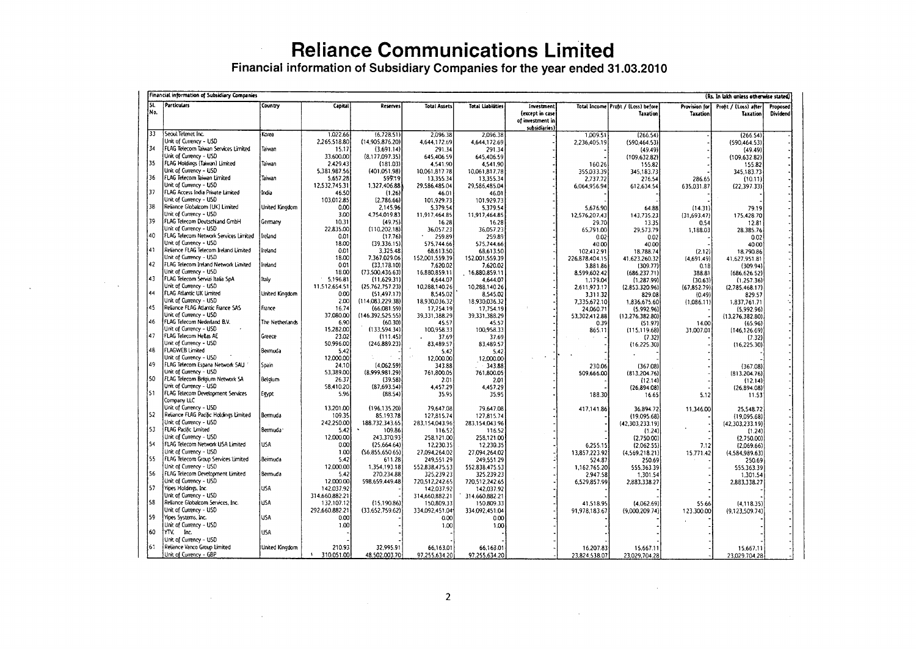# Reliance Communications Limited

## Financial information of Subsidiary Companies for the year ended 31.03.2010

**Financial information of Subsidiary Companies** (Rs. In lakh unless otherwise stated)

| Sl. No. | Particulars | Country | Capital | Reserves | Total Assets | Total Liabilities | Investment (except in case of investment in subsidiaries) | Total Income | Profit / (Loss) before Taxation | Provision for Taxation | Profit / (Loss) after Taxation | Proposed Dividend |
|---|---|---|---|---|---|---|---|---|---|---|---|---|
| 33 | Seoul Telenet Inc. | Korea | 1,022.66 | (6,728.51) | 2,096.38 | 2,096.38 | - | 1,009.51 | (266.54) | - | (266.54) | - |
| | Unit of Currency - USD | | 2,265,518.80 | (14,905,876.20) | 4,644,172.69 | 4,644,172.69 | - | 2,236,405.19 | (590,464.53) | - | (590,464.53) | - |
| 34 | FLAG Telecom Taiwan Services Limited | Taiwan | 15.17 | (3,691.14) | 291.34 | 291.34 | - | - | (49.49) | - | (49.49) | - |
| | Unit of Currency - USD | | 33,600.00 | (8,177,097.35) | 645,406.59 | 645,406.59 | - | - | (109,632.82) | - | (109,632.82) | - |
| 35 | FLAG Holdings (Taiwan) Limited | Taiwan | 2,429.43 | (181.03) | 4,541.90 | 4,541.90 | - | 160.26 | 155.82 | - | 155.82 | - |
| | Unit of Currency - USD | | 5,381,987.56 | (401,051.98) | 10,061,817.78 | 10,061,817.78 | - | 355,033.39 | 345,183.73 | - | 345,183.73 | - |
| 36 | FLAG Telecom Taiwan Limited | Taiwan | 5,657.28 | 599.19 | 13,355.34 | 13,355.34 | - | 2,737.72 | 276.54 | 286.65 | (10.11) | - |
| | Unit of Currency - USD | | 12,532,745.31 | 1,327,406.88 | 29,586,485.04 | 29,586,485.04 | - | 6,064,956.94 | 612,634.54 | 635,031.87 | (22,397.33) | - |
| 37 | FLAG Access India Private Limited | India | 46.50 | (1.26) | 46.01 | 46.01 | - | - | - | - | - | - |
| | Unit of Currency - USD | | 103,012.85 | (2,786.66) | 101,929.73 | 101,929.73 | - | - | - | - | - | - |
| 38 | Reliance Globalcom (UK) Limited | United Kingdom | 0.00 | 2,145.96 | 5,379.54 | 5,379.54 | - | 5,676.90 | 64.88 | (14.31) | 79.19 | - |
| | Unit of Currency - USD | | 3.00 | 4,754,019.83 | 11,917,464.85 | 11,917,464.85 | - | 12,576,207.43 | 143,735.23 | (31,693.47) | 175,428.70 | - |
| 39 | FLAG Telecom Deutschland GmbH | Germany | 10.31 | (49.75) | 16.28 | 16.28 | - | 29.70 | 13.35 | 0.54 | 12.81 | - |
| | Unit of Currency - USD | | 22,835.00 | (110,202.18) | 36,057.23 | 36,057.23 | - | 65,791.00 | 29,573.79 | 1,188.03 | 28,385.76 | - |
| 40 | FLAG Telecom Network Services Limited | Ireland | 0.01 | (17.76) | 259.89 | 259.89 | - | 0.02 | 0.02 | - | 0.02 | - |
| | Unit of Currency - USD | | 18.00 | (39,336.15) | 575,744.66 | 575,744.66 | - | 40.00 | 40.00 | - | 40.00 | - |
| 41 | Reliance FLAG Telecom Ireland Limited | Ireland | 0.01 | 3,325.48 | 68,613.50 | 68,613.50 | - | 102,412.91 | 18,788.74 | (2.12) | 18,790.86 | - |
| | Unit of Currency - USD | | 18.00 | 7,367,029.06 | 152,001,559.39 | 152,001,559.39 | - | 226,878,404.15 | 41,623,260.32 | (4,691.49) | 41,627,951.81 | - |
| 42 | FLAG Telecom Ireland Network Limited | Ireland | 0.01 | (33,178.10) | 7,620.02 | 7,620.02 | - | 3,881.86 | (309.77) | 0.18 | (309.94) | - |
| | Unit of Currency - USD | | 18.00 | (73,500,436.63) | 16,880,859.11 | 16,880,859.11 | - | 8,599,602.42 | (686,237.71) | 388.81 | (686,626.52) | - |
| 43 | FLAG Telecom Servizi Italia SpA | Italy | 5,196.81 | (11,629.31) | 4,644.07 | 4,644.07 | - | 1,179.04 | (1,287.99) | (30.63) | (1,257.36) | - |
| | Unit of Currency - USD | | 11,512,654.51 | (25,762,757.23) | 10,288,140.26 | 10,288,140.26 | - | 2,611,973.17 | (2,853,320.96) | (67,852.79) | (2,785,468.17) | - |
| 44 | FLAG Atlantic UK Limited | United Kingdom | 0.00 | (51,497.17) | 8,545.02 | 8,545.02 | - | 3,311.32 | 829.08 | (0.49) | 829.57 | - |
| | Unit of Currency - USD | | 2.00 | (114,083,229.38) | 18,930,036.32 | 18,930,036.32 | - | 7,335,672.10 | 1,836,675.60 | (1,086.11) | 1,837,761.71 | - |
| 45 | Reliance FLAG Atlantic France SAS | France | 16.74 | (66,081.59) | 17,754.19 | 17,754.19 | - | 24,060.71 | (5,992.96) | - | (5,992.96) | - |
| | Unit of Currency - USD | | 37,080.00 | (146,392,525.55) | 39,331,388.29 | 39,331,388.29 | - | 53,302,412.88 | (13,276,382.80) | - | (13,276,382.80) | - |
| 46 | FLAG Telecom Nederland B.V. | The Netherlands | 6.90 | (60.30) | 45.57 | 45.57 | - | 0.39 | (51.97) | 14.00 | (65.96) | - |
| | Unit of Currency - USD | | 15,282.00 | (133,594.34) | 100,958.33 | 100,958.33 | - | 865.11 | (115,119.68) | 31,007.01 | (146,126.69) | - |
| 47 | FLAG Telecom Hellas AE | Greece | 23.02 | (111.45) | 37.69 | 37.69 | - | - | (7.32) | - | (7.32) | - |
| | Unit of Currency - USD | | 50,996.00 | (246,889.23) | 83,489.57 | 83,489.57 | - | - | (16,225.30) | - | (16,225.30) | - |
| 48 | FLAGWEB Limited | Bermuda | 5.42 | - | 5.42 | 5.42 | - | - | - | - | - | - |
| | Unit of Currency - USD | | 12,000.00 | - | 12,000.00 | 12,000.00 | - | - | - | - | - | - |
| 49 | FLAG Telecom Espana Network SAU | Spain | 24.10 | (4,062.59) | 343.88 | 343.88 | - | 230.06 | (367.08) | - | (367.08) | - |
| | Unit of Currency - USD | | 53,389.00 | (8,999,981.29) | 761,800.05 | 761,800.05 | - | 509,666.00 | (813,204.76) | - | (813,204.76) | - |
| 50 | FLAG Telecom Belgium Network SA | Belgium | 26.37 | (39.58) | 2.01 | 2.01 | - | - | (12.14) | - | (12.14) | - |
| | Unit of Currency - USD | | 58,410.20 | (87,693.54) | 4,457.29 | 4,457.29 | - | - | (26,894.08) | - | (26,894.08) | - |
| 51 | FLAG Telecom Development Services Company LLC | Egypt | 5.96 | (88.54) | 35.95 | 35.95 | - | 188.30 | 16.65 | 5.12 | 11.53 | - |
| | Unit of Currency - USD | | 13,201.00 | (196,135.20) | 79,647.08 | 79,647.08 | - | 417,141.86 | 36,894.72 | 11,346.00 | 25,548.72 | - |
| 52 | Reliance FLAG Pacific Holdings Limited | Bermuda | 109.35 | 85,193.78 | 127,815.74 | 127,815.74 | - | - | (19,095.68) | - | (19,095.68) | - |
| | Unit of Currency - USD | | 242,250.00 | 188,732,343.65 | 283,154,043.96 | 283,154,043.96 | - | - | (42,303,233.19) | - | (42,303,233.19) | - |
| 53 | FLAG Pacific Limited | Bermuda | 5.42 | 109.86 | 116.52 | 116.52 | - | - | (1.24) | - | (1.24) | - |
| | Unit of Currency - USD | | 12,000.00 | 243,370.93 | 258,121.00 | 258,121.00 | - | - | (2,750.00) | - | (2,750.00) | - |
| 54 | FLAG Telecom Network USA Limited | USA | 0.00 | (25,664.64) | 12,230.35 | 12,230.35 | - | 6,255.15 | (2,062.55) | 7.12 | (2,069.66) | - |
| | Unit of Currency - USD | | 1.00 | (56,855,650.65) | 27,094,264.02 | 27,094,264.02 | - | 13,857,223.92 | (4,569,218.21) | 15,771.42 | (4,584,989.63) | - |
| 55 | FLAG Telecom Group Services Limited | Bermuda | 5.42 | 611.28 | 249,551.29 | 249,551.29 | - | 524.87 | 250.69 | - | 250.69 | - |
| | Unit of Currency - USD | | 12,000.00 | 1,354,193.18 | 552,838,475.53 | 552,838,475.53 | - | 1,162,765.20 | 555,363.39 | - | 555,363.39 | - |
| 56 | FLAG Telecom Development Limited | Bermuda | 5.42 | 270,234.88 | 325,239.23 | 325,239.23 | - | 2,947.58 | 1,301.54 | - | 1,301.54 | - |
| | Unit of Currency - USD | | 12,000.00 | 598,659,449.48 | 720,512,242.65 | 720,512,242.65 | - | 6,529,857.99 | 2,883,338.27 | - | 2,883,338.27 | - |
| 57 | Yipes Holdings, Inc. | USA | 142,037.92 | - | 142,037.92 | 142,037.92 | - | - | - | - | - | - |
| | Unit of Currency - USD | | 314,660,882.21 | - | 314,660,882.21 | 314,660,882.21 | - | - | - | - | - | - |
| 58 | Reliance Globalcom Services, Inc. | USA | 132,107.12 | (15,190.86) | 150,809.33 | 150,809.33 | - | 41,518.95 | (4,062.69) | 55.66 | (4,118.35) | - |
| | Unit of Currency - USD | | 292,660,882.21 | (33,652,759.62) | 334,092,451.04 | 334,092,451.04 | - | 91,978,183.67 | (9,000,209.74) | 123,300.00 | (9,123,509.74) | - |
| 59 | Yipes Systems, Inc. | USA | 0.00 | - | 0.00 | 0.00 | - | - | - | - | - | - |
| | Unit of Currency - USD | | 1.00 | - | 1.00 | 1.00 | - | - | - | - | - | - |
| 60 | YTV, Inc. | USA | - | - | - | - | - | - | - | - | - | - |
| | Unit of Currency - USD | | - | - | - | - | - | - | - | - | - | - |
| 61 | Reliance Vanco Group Limited | United Kingdom | 210.93 | 32,995.91 | 66,163.01 | 66,163.01 | - | 16,207.83 | 15,667.11 | - | 15,667.11 | - |
| | Unit of Currency - GBP | | 310,051.00 | 48,502,003.70 | 97,255,634.20 | 97,255,634.20 | - | 23,824,538.07 | 23,029,704.28 | - | 23,029,704.28 | - |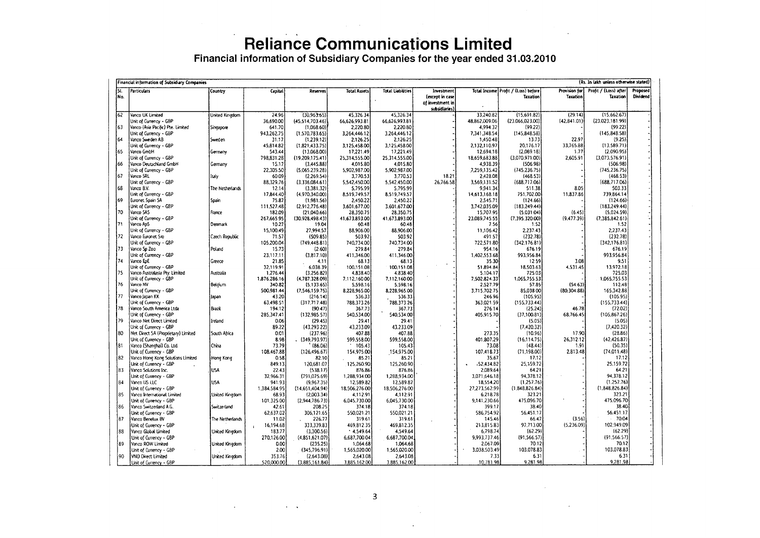# Reliance Communications Limited

## Financial information of Subsidiary Companies for the year ended 31.03.2010

**Financial information of Subsidiary Companies** (Rs. In lakh unless otherwise stated)

| Sl. No. | Particulars | Country | Capital | Reserves | Total Assets | Total Liabilities | Investment (except in case of investment in subsidiaries) | Total Income | Profit / (Loss) before Taxation | Provision for Taxation | Profit / (Loss) after Taxation | Proposed Dividend |
|---|---|---|---|---|---|---|---|---|---|---|---|---|
| 62 | Vanco UK Limited | United Kingdom | 24.96 | (30,963.65) | 45,326.34 | 45,326.34 | - | 33,240.82 | (15,691.82) | (29.14) | (15,662.67) | - |
| | Unit of Currency - GBP | | 36,690.00 | (45,514,703.46) | 66,626,993.81 | 66,626,993.81 | - | 48,862,009.06 | (23,066,023.00) | (42,841.01) | (23,023,181.99) | - |
| 63 | Vanco (Asia Pacific) Pte. Limited | Singapore | 641.70 | (1,068.60) | 2,220.80 | 2,220.80 | - | 4,994.32 | (99.22) | - | (99.22) | - |
| | Unit of Currency - GBP | | 943,262.75 | (1,570,783.65) | 3,264,446.12 | 3,264,446.12 | - | 7,341,348.54 | (145,848.58) | - | (145,848.58) | - |
| 64 | Vanco Sweden AB | Sweden | 31.17 | (1,239.12) | 2,126.25 | 2,126.25 | - | 1,450.48 | 13.73 | 22.97 | (9.25) | - |
| | Unit of Currency - GBP | | 45,814.82 | (1,821,433.75) | 3,125,458.00 | 3,125,458.00 | - | 2,132,110.97 | 20,176.17 | 33,765.88 | (13,589.71) | - |
| 65 | Vanco GmbH | Germany | 543.44 | (13,068.00) | 17,221.49 | 17,221.49 | - | 12,694.18 | (2,089.18) | 1.77 | (2,090.95) | - |
| | Unit of Currency - GBP | | 798,831.28 | (19,209,175.41) | 25,314,555.00 | 25,314,555.00 | - | 18,659,683.88 | (3,070,971.00) | 2,605.91 | (3,073,576.91) | - |
| 66 | Vanco Deutschland GmbH | Germany | 15.17 | (3,445.88) | 4,015.80 | 4,015.80 | - | 4,938.39 | (506.98) | - | (506.98) | - |
| | Unit of Currency - GBP | | 22,305.50 | (5,065,239.28) | 5,902,987.00 | 5,902,987.00 | - | 7,259,135.42 | (745,236.75) | - | (745,236.75) | - |
| 67 | Vanco SRL | Italy | 60.09 | (2,269.54) | 3,770.53 | 3,770.53 | 18.21 | 2,428.08 | (468.53) | - | (468.53) | - |
| | Unit of Currency - GBP | | 88,329.76 | (3,336,084.61) | 5,542,450.00 | 5,542,450.00 | 26,766.58 | 3,569,131.52 | (688,717.06) | - | (688,717.06) | - |
| 68 | Vanco B.V. | The Netherlands | 12.14 | (3,381.32) | 5,795.99 | 5,795.99 | - | 9,941.34 | 511.38 | 8.05 | 503.33 | - |
| | Unit of Currency - GBP | | 17,844.40 | (4,970,340.00) | 8,519,749.57 | 8,519,749.57 | - | 14,613,168.18 | 751,702.00 | 11,837.86 | 739,864.14 | - |
| 69 | Euronet Spain SA | Spain | 75.87 | (1,981.56) | 2,450.22 | 2,450.22 | - | 2,545.71 | (124.66) | - | (124.66) | - |
| | Unit of Currency - GBP | | 111,527.48 | (2,912,776.48) | 3,601,677.00 | 3,601,677.00 | - | 3,742,035.09 | (183,249.44) | - | (183,249.44) | - |
| 70 | Vanco SAS | France | 182.09 | (21,040.66) | 28,350.75 | 28,350.75 | - | 15,707.95 | (5,031.04) | (6.45) | (5,024.59) | - |
| | Unit of Currency - GBP | | 267,665.95 | (30,928,498.43) | 41,673,893.00 | 41,673,893.00 | - | 23,089,745.55 | (7,395,320.00) | (9,477.39) | (7,385,842.61) | - |
| 71 | Vanco ApS | Denmark | 10.27 | 19.04 | 60.48 | 60.48 | - | 7.56 | 1.52 | - | 1.52 | - |
| | Unit of Currency - GBP | | 15,100.49 | 27,994.57 | 88,906.00 | 88,906.00 | - | 11,106.42 | 2,237.43 | - | 2,237.43 | - |
| 72 | Vanco Euronet Sro | Czech Republic | 71.57 | (509.85) | 503.92 | 503.92 | - | 491.57 | (232.78) | - | (232.78) | - |
| | Unit of Currency - GBP | | 105,200.04 | (749,448.81) | 740,734.00 | 740,734.00 | - | 722,571.80 | (342,176.81) | - | (342,176.81) | - |
| 73 | Vanco Sp Zoo | Poland | 15.73 | (2.60) | 279.84 | 279.84 | - | 954.16 | 676.19 | - | 676.19 | - |
| | Unit of Currency - GBP | | 23,117.11 | (3,817.10) | 411,346.00 | 411,346.00 | - | 1,402,553.68 | 993,956.84 | - | 993,956.84 | - |
| 74 | Vanco EpE | Greece | 21.85 | 4.11 | 68.13 | 68.13 | - | 35.30 | 12.59 | 3.08 | 9.51 | - |
| | Unit of Currency - GBP | | 32,119.91 | 6,038.39 | 100,151.08 | 100,151.08 | - | 51,894.84 | 18,503.63 | 4,531.45 | 13,972.18 | - |
| 75 | Vanco Australasia Pty. Limited | Australia | 1,276.44 | (3,256.82) | 4,838.40 | 4,838.40 | - | 5,104.17 | 725.03 | - | 725.03 | - |
| | Unit of Currency - GBP | | 1,876,286.16 | (4,787,328.09) | 7,112,160.00 | 7,112,160.00 | - | 7,502,824.33 | 1,065,755.53 | - | 1,065,755.53 | - |
| 76 | Vanco NV | Belgium | 340.82 | (5,133.65) | 5,598.16 | 5,598.16 | - | 2,527.79 | 57.85 | (54.63) | 112.48 | - |
| | Unit of Currency - GBP | | 500,981.44 | (7,546,159.75) | 8,228,965.00 | 8,228,965.00 | - | 3,715,702.75 | 85,038.00 | (80,304.88) | 165,342.88 | - |
| 77 | Vanco Japan KK | Japan | 43.20 | (216.14) | 536.33 | 536.33 | - | 246.96 | (105.95) | - | (105.95) | - |
| | Unit of Currency - GBP | | 63,498.51 | (317,717.48) | 788,373.26 | 788,373.26 | - | 363,021.59 | (155,733.44) | - | (155,733.44) | - |
| 78 | Vanco South America Ltda | Brazil | 194.12 | (90.47) | 367.73 | 367.73 | - | 276.14 | (25.24) | 46.78 | (72.02) | - |
| | Unit of Currency - GBP | | 285,347.41 | (132,985.57) | 540,534.00 | 540,534.00 | - | 405,915.70 | (37,100.81) | 68,766.45 | (105,867.26) | - |
| 79 | Vanco Net Direct Limited | Ireland | 0.06 | (29.45) | 29.41 | 29.41 | - | - | (5.05) | - | (5.05) | - |
| | Unit of Currency - GBP | | 89.22 | (43,293.22) | 43,233.09 | 43,233.09 | - | - | (7,420.32) | - | (7,420.32) | - |
| 80 | Net Direct SA (Proprietary) Limited | South Africa | 0.01 | (237.96) | 407.88 | 407.88 | - | 273.35 | (10.96) | 17.90 | (28.86) | - |
| | Unit of Currency - GBP | | 8.98 | (349,793.97) | 599,558.00 | 599,558.00 | - | 401,807.29 | (16,114.75) | 26,312.12 | (42,426.87) | - |
| 81 | Vanco (Shanghai) Co. Ltd. | China | 73.79 | (86.06) | 105.43 | 105.43 | - | 73.08 | (48.44) | 1.91 | (50.35) | - |
| | Unit of Currency - GBP | | 108,467.88 | (126,496.67) | 154,975.00 | 154,975.00 | - | 107,418.73 | (71,198.00) | 2,813.48 | (74,011.48) | - |
| 82 | Vanco Hong Kong Solutions Limited | Hong Kong | 0.58 | 82.10 | 85.21 | 85.21 | - | 35.67 | 17.12 | - | 17.12 | - |
| | Unit of Currency - GBP | | 849.13 | 120,681.07 | 125,260.90 | 125,260.90 | - | 52,434.82 | 25,159.72 | - | 25,159.72 | - |
| 83 | Vanco Solutions Inc. | USA | 22.43 | (538.17) | 876.86 | 876.86 | - | 2,089.64 | 64.21 | - | 64.21 | - |
| | Unit of Currency - GBP | | 32,966.31 | (791,075.69) | 1,288,934.00 | 1,288,934.00 | - | 3,071,646.18 | 94,378.12 | - | 94,378.12 | - |
| 84 | Vanco US LLC | USA | 941.93 | (9,967.35) | 12,589.82 | 12,589.82 | - | 18,554.20 | (1,257.76) | - | (1,257.76) | - |
| | Unit of Currency - GBP | | 1,384,584.95 | (14,651,404.94) | 18,506,276.00 | 18,506,276.00 | - | 27,273,562.99 | (1,848,826.84) | - | (1,848,826.84) | - |
| 85 | Vanco International Limited | United Kingdom | 68.93 | (2,003.34) | 4,112.91 | 4,112.91 | - | 6,218.78 | 323.21 | - | 323.21 | - |
| | Unit of Currency - GBP | | 101,325.00 | (2,944,786.73) | 6,045,730.00 | 6,045,730.00 | - | 9,141,230.66 | 475,096.70 | - | 475,096.70 | - |
| 86 | Vanco Switzerland A.G. | Switzerland | 42.61 | 208.25 | 374.18 | 374.18 | - | 399.17 | 38.40 | - | 38.40 | - |
| | Unit of Currency - GBP | | 62,637.02 | 306,121.65 | 550,021.21 | 550,021.21 | - | 586,754.92 | 56,451.17 | - | 56,451.17 | - |
| 87 | Vanco Benelux BV | The Netherlands | 11.02 | 226.77 | 319.61 | 319.61 | - | 145.46 | 66.47 | (3.56) | 70.04 | - |
| | Unit of Currency - GBP | | 16,194.68 | 333,339.83 | 469,812.35 | 469,812.35 | - | 213,815.83 | 97,713.00 | (5,236.09) | 102,949.09 | - |
| 88 | Vanco Global Limited | United Kingdom | 183.77 | (3,300.56) | 4,549.64 | 4,549.64 | - | 6,798.74 | (62.29) | - | (62.29) | - |
| | Unit of Currency - GBP | | 270,126.00 | (4,851,621.07) | 6,687,700.04 | 6,687,700.04 | - | 9,993,737.46 | (91,566.57) | - | (91,566.57) | - |
| 89 | Vanco ROW Limited | United Kingdom | 0.00 | (235.25) | 1,064.68 | 1,064.68 | - | 2,067.09 | 70.12 | - | 70.12 | - |
| | Unit of Currency - GBP | | 2.00 | (345,796.91) | 1,565,020.00 | 1,565,020.00 | - | 3,038,503.49 | 103,078.83 | - | 103,078.83 | - |
| 90 | VNO Direct Limited | United Kingdom | 353.76 | (2,643.08) | 2,643.08 | 2,643.08 | - | 7.33 | 6.31 | - | 6.31 | - |
| | Unit of Currency - GBP | | 520,000.00 | (3,885,161.84) | 3,885,162.00 | 3,885,162.00 | - | 10,781.98 | 9,281.98 | - | 9,281.98 | - |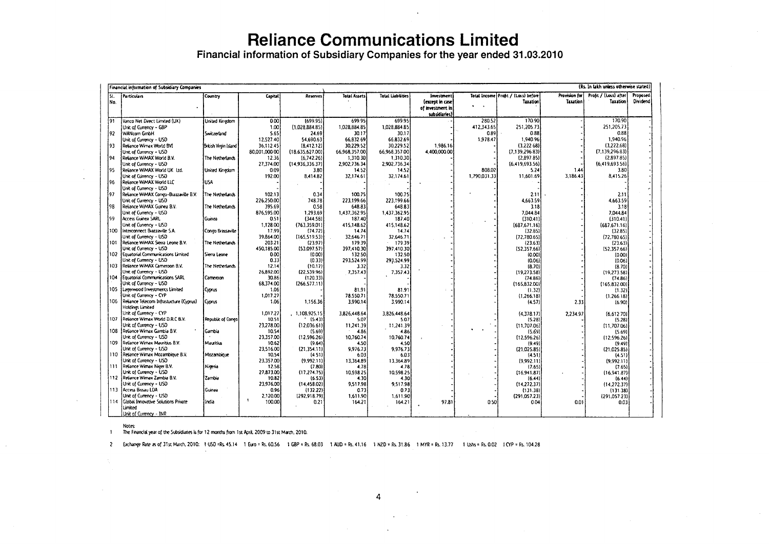# Reliance Communications Limited

## Financial information of Subsidiary Companies for the year ended 31.03.2010

**Financial information of Subsidiary Companies** (Rs. In lakh unless otherwise stated)

| Sl. No. | Particulars | Country | Capital | Reserves | Total Assets | Total Liabilities | Investment (except in case of investment in subsidiaries) | Total Income | Profit / (Loss) before Taxation | Provision for Taxation | Profit / (Loss) after Taxation | Proposed Dividend |
|---|---|---|---|---|---|---|---|---|---|---|---|---|
| 91 | Vanco Net Direct Limited (UK) | United Kingdom | 0.00 | (699.95) | 699.95 | 699.95 | - | 280.52 | 170.90 | - | 170.90 | - |
| | Unit of Currency - GBP | | 1.00 | (1,028,884.85) | 1,028,884.85 | 1,028,884.85 | - | 412,343.65 | 251,205.73 | - | 251,205.73 | - |
| 92 | WANcom GmbH | Switzerland | 5.65 | 24.69 | 30.17 | 30.17 | - | 0.89 | 0.88 | - | 0.88 | - |
| | Unit of Currency - USD | | 12,527.40 | 54,690.63 | 66,832.69 | 66,832.69 | - | 1,978.47 | 1,940.96 | - | 1,940.96 | - |
| 93 | Reliance Wimax World BVI | British Virgin Island | 36,112.45 | (8,412.12) | 30,229.52 | 30,229.52 | 1,986.16 | - | (3,222.68) | - | (3,222.68) | - |
| | Unit of Currency - USD | | 80,001,000.00 | (18,635,627.00) | 66,968,357.00 | 66,968,357.00 | 4,400,000.00 | - | (7,139,296.83) | - | (7,139,296.83) | - |
| 94 | Reliance WiMAX World B.V. | The Netherlands | 12.36 | (6,742.26) | 1,310.30 | 1,310.30 | - | - | (2,897.85) | - | (2,897.85) | - |
| | Unit of Currency - USD | | 27,374.00 | (14,936,336.37) | 2,902,736.34 | 2,902,736.34 | - | - | (6,419,693.56) | - | (6,419,693.56) | - |
| 95 | Reliance WiMAX World UK Ltd. | United Kingdom | 0.09 | 3.80 | 14.52 | 14.52 | - | 808.02 | 5.24 | 1.44 | 3.80 | - |
| | Unit of Currency - USD | | 192.00 | 8,414.82 | 32,174.61 | 32,174.61 | - | 1,790,031.33 | 11,601.69 | 3,186.43 | 8,415.26 | - |
| 96 | Reliance WiMAX World LLC | USA | - | - | - | - | - | - | - | - | - | - |
| | Unit of Currency - USD | | - | - | - | - | - | - | - | - | - | - |
| 97 | Reliance WiMAX Congo-Brazzaville B.V. | The Netherlands | 102.13 | 0.34 | 100.75 | 100.75 | - | - | 2.11 | - | 2.11 | - |
| | Unit of Currency - USD | | 226,250.00 | 748.78 | 223,199.66 | 223,199.66 | - | - | 4,663.59 | - | 4,663.59 | - |
| 98 | Reliance WiMAX Guinea B.V. | The Netherlands | 395.69 | 0.58 | 648.83 | 648.83 | - | - | 3.18 | - | 3.18 | - |
| | Unit of Currency - USD | | 876,595.00 | 1,293.69 | 1,437,362.95 | 1,437,362.95 | - | - | 7,044.84 | - | 7,044.84 | - |
| 99 | Access Guinea SARL | Guinea | 0.51 | (344.58) | 187.40 | 187.40 | - | - | (310.41) | - | (310.41) | - |
| | Unit of Currency - USD | | 1,128.00 | (763,359.01) | 415,148.62 | 415,148.62 | - | - | (687,671.16) | - | (687,671.16) | - |
| 100 | Interconnect Brazzaville S.A. | Congo Brassaville | 17.99 | (74.72) | 14.74 | 14.74 | - | - | (32.85) | - | (32.85) | - |
| | Unit of Currency - USD | | 39,864.00 | (165,519.53) | 32,646.71 | 32,646.71 | - | - | (72,780.65) | - | (72,780.65) | - |
| 101 | Reliance WiMAX Sierra Leone B.V. | The Netherlands | 203.21 | (23.97) | 179.39 | 179.39 | - | - | (23.63) | - | (23.63) | - |
| | Unit of Currency - USD | | 450,185.00 | (53,097.57) | 397,410.30 | 397,410.30 | - | - | (52,357.66) | - | (52,357.66) | - |
| 102 | Equatorial Communications Limited | Sierra Leone | 0.00 | (0.00) | 132.50 | 132.50 | - | - | (0.00) | - | (0.00) | - |
| | Unit of Currency - USD | | 0.33 | (0.33) | 293,524.99 | 293,524.99 | - | - | (0.06) | - | (0.06) | - |
| 103 | Reliance WiMAX Cameroon B.V. | The Netherlands | 12.14 | (10.17) | 3.32 | 3.32 | - | - | (8.70) | - | (8.70) | - |
| | Unit of Currency - USD | | 26,892.00 | (22,539.96) | 7,357.43 | 7,357.43 | - | - | (19,273.58) | - | (19,273.58) | - |
| 104 | Equatorial Communications SARL | Cameroon | 30.86 | (120.33) | - | - | - | - | (74.86) | - | (74.86) | - |
| | Unit of Currency - USD | | 68,374.00 | (266,577.11) | - | - | - | - | (165,832.00) | - | (165,832.00) | - |
| 105 | Lagerwood Investments Limited | Cyprus | 1.06 | - | 81.91 | 81.91 | - | - | (1.32) | - | (1.32) | - |
| | Unit of Currency - CYP | | 1,017.27 | - | 78,550.71 | 78,550.71 | - | - | (1,266.18) | - | (1,266.18) | - |
| 106 | Reliance Telecom Infrastucture (Cyprus) Holdings Limited | Cyprus | 1.06 | 1,156.36 | 3,990.14 | 3,990.14 | - | - | (4.57) | 2.33 | (6.90) | - |
| | Unit of Currency - CYP | | 1,017.27 | 1,108,925.15 | 3,826,448.64 | 3,826,448.64 | - | - | (4,378.17) | 2,234.97 | (6,612.70) | - |
| 107 | Reliance Wimax World D.R.C B.V. | Republic of Congo | 10.51 | (5.43) | 5.07 | 5.07 | - | - | (5.28) | - | (5.28) | - |
| | Unit of Currency - USD | | 23,278.00 | (12,036.61) | 11,241.39 | 11,241.39 | - | - | (11,707.06) | - | (11,707.06) | - |
| 108 | Reliance Wimax Gambia B.V. | Gambia | 10.54 | (5.69) | 4.86 | 4.86 | - | - | (5.69) | - | (5.69) | - |
| | Unit of Currency - USD | | 23,357.00 | (12,596.26) | 10,760.74 | 10,760.74 | - | - | (12,596.26) | - | (12,596.26) | - |
| 109 | Reliance Wimax Mauritius B.V. | Mauritius | 10.62 | (9.64) | 4.50 | 4.50 | - | - | (9.49) | - | (9.49) | - |
| | Unit of Currency - USD | | 23,516.00 | (21,354.11) | 9,976.73 | 9,976.73 | - | - | (21,025.85) | - | (21,025.85) | - |
| 110 | Reliance Wimax Mozambique B.V. | Mozambique | 10.54 | (4.51) | 6.03 | 6.03 | - | - | (4.51) | - | (4.51) | - |
| | Unit of Currency - USD | | 23,357.00 | (9,992.11) | 13,364.89 | 13,364.89 | - | - | (9,992.11) | - | (9,992.11) | - |
| 111 | Reliance Wimax Niger B.V. | Nigeria | 12.58 | (7.80) | 4.78 | 4.78 | - | - | (7.65) | - | (7.65) | - |
| | Unit of Currency - USD | | 27,873.00 | (17,274.75) | 10,598.25 | 10,598.25 | - | - | (16,941.87) | - | (16,941.87) | - |
| 112 | Reliance Wimax Zambia B.V. | Zambia | 10.82 | (6.53) | 4.30 | 4.30 | - | - | (6.44) | - | (6.44) | - |
| | Unit of Currency - USD | | 23,976.00 | (14,458.02) | 9,517.98 | 9,517.98 | - | - | (14,272.37) | - | (14,272.37) | - |
| 113 | Access Bissau LDA | Guinea | 0.96 | (132.22) | 0.73 | 0.73 | - | - | (131.38) | - | (131.38) | - |
| | Unit of Currency - USD | | 2,120.00 | (292,918.79) | 1,611.90 | 1,611.90 | - | - | (291,057.23) | - | (291,057.23) | - |
| 114 | Global Innovative Solutions Private Limited | India | 100.00 | 0.21 | 164.21 | 164.21 | 97.81 | 0.50 | 0.04 | 0.01 | 0.03 | - |
| | Unit of Currency - INR | | | | | | | | | | | |

Notes:

1 The Financial year of the Subsidiaries is for 12 months from 1st April, 2009 to 31st March, 2010.

2 Exchange Rate as of 31st March, 2010: 1 USD = Rs. 45.14 1 Euro = Rs. 60.56 1 GBP = Rs. 68.03 1 AUD = Rs. 41.16 1 NZD = Rs. 31.86 1 MYR = Rs. 13.77 1 Ushs = Rs. 0.02 1 CYP = Rs. 104.28